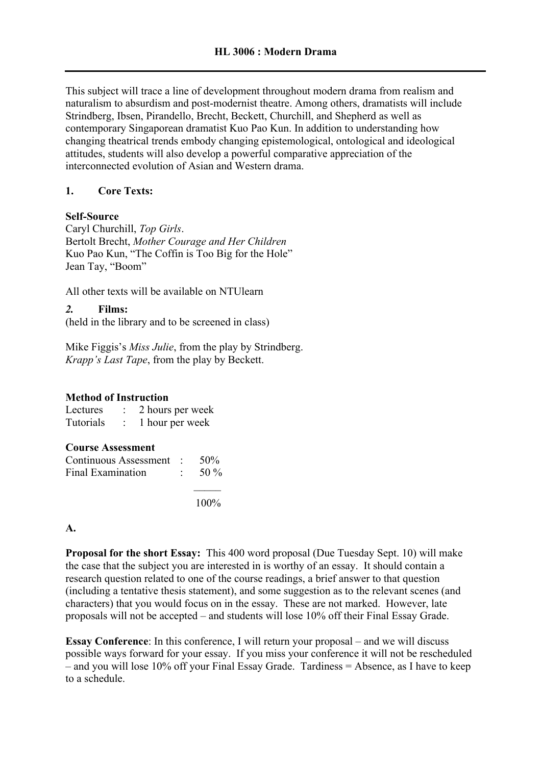# HL 3006 : Modern Drama

---

This subject will trace a line of development throughout modern drama from realism and naturalism to absurdism and post-modernist theatre. Among others, dramatists will include Strindberg, Ibsen, Pirandello, Brecht, Beckett, Churchill, and Shepherd as well as contemporary Singaporean dramatist Kuo Pao Kun. In addition to understanding how changing theatrical trends embody changing epistemological, ontological and ideological attitudes, students will also develop a powerful comparative appreciation of the interconnected evolution of Asian and Western drama.

## 1. Core Texts:

**Self-Source**

Caryl Churchill, *Top Girls*.
Bertolt Brecht, *Mother Courage and Her Children*
Kuo Pao Kun, "The Coffin is Too Big for the Hole"
Jean Tay, "Boom"

All other texts will be available on NTUlearn

## *2.* Films:

(held in the library and to be screened in class)

Mike Figgis's *Miss Julie*, from the play by Strindberg.
*Krapp's Last Tape*, from the play by Beckett.

**Method of Instruction**

| | | |
|---|---|---|
| Lectures | : | 2 hours per week |
| Tutorials | : | 1 hour per week |

**Course Assessment**

| | | |
|---|---|---|
| Continuous Assessment | : | 50% |
| Final Examination | : | 50 % |
| | | 100% |

**A.**

**Proposal for the short Essay:** This 400 word proposal (Due Tuesday Sept. 10) will make the case that the subject you are interested in is worthy of an essay. It should contain a research question related to one of the course readings, a brief answer to that question (including a tentative thesis statement), and some suggestion as to the relevant scenes (and characters) that you would focus on in the essay. These are not marked. However, late proposals will not be accepted – and students will lose 10% off their Final Essay Grade.

**Essay Conference**: In this conference, I will return your proposal – and we will discuss possible ways forward for your essay. If you miss your conference it will not be rescheduled – and you will lose 10% off your Final Essay Grade. Tardiness = Absence, as I have to keep to a schedule.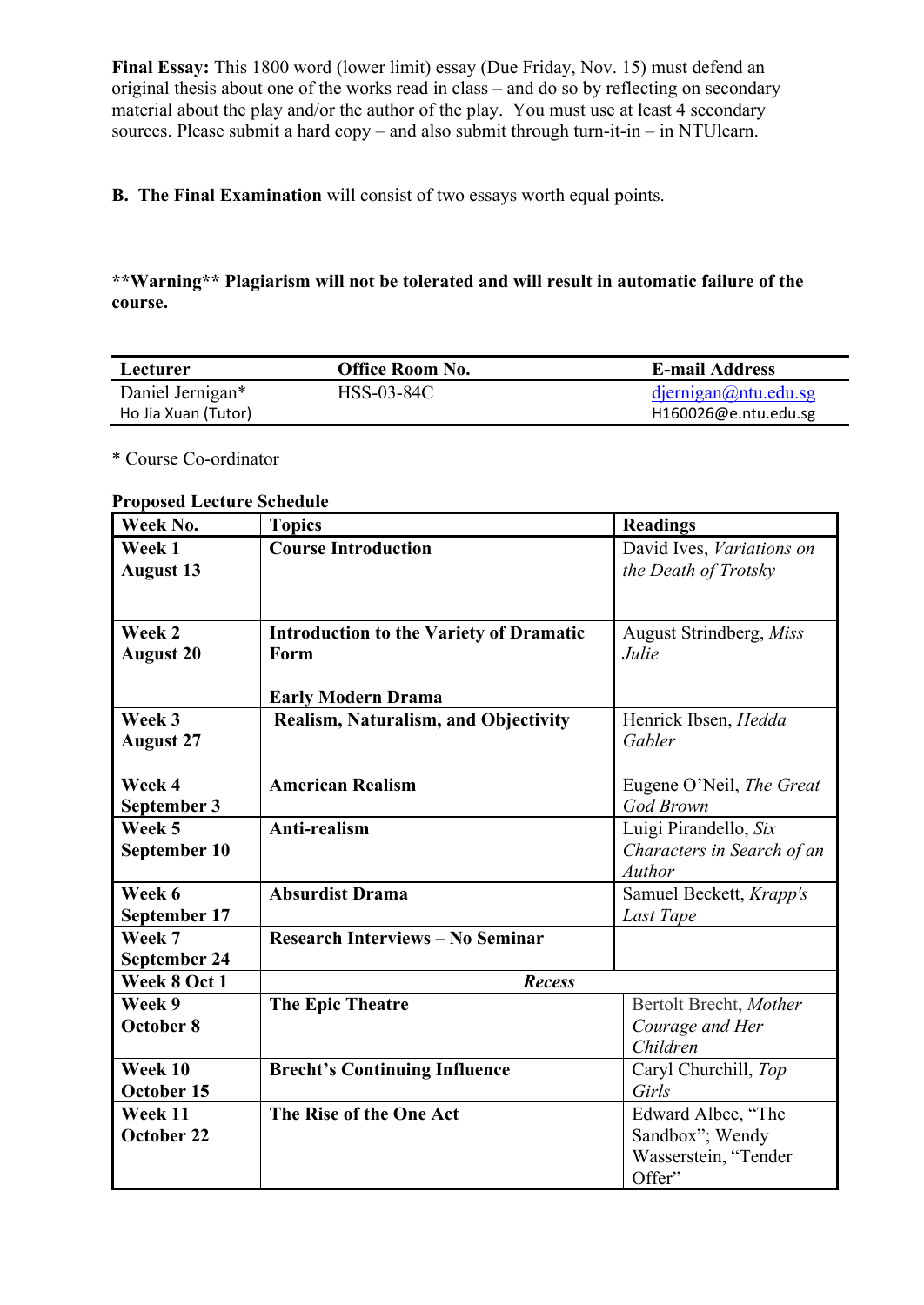**Final Essay:** This 1800 word (lower limit) essay (Due Friday, Nov. 15) must defend an original thesis about one of the works read in class – and do so by reflecting on secondary material about the play and/or the author of the play. You must use at least 4 secondary sources. Please submit a hard copy – and also submit through turn-it-in – in NTUlearn.

**B. The Final Examination** will consist of two essays worth equal points.

**\*\*Warning\*\* Plagiarism will not be tolerated and will result in automatic failure of the course.**

| Lecturer | Office Room No. | E-mail Address |
|---|---|---|
| Daniel Jernigan* | HSS-03-84C | djernigan@ntu.edu.sg |
| Ho Jia Xuan (Tutor) | | H160026@e.ntu.edu.sg |

\* Course Co-ordinator

**Proposed Lecture Schedule**

| Week No. | Topics | Readings |
|---|---|---|
| **Week 1 August 13** | **Course Introduction** | David Ives, *Variations on the Death of Trotsky* |
| **Week 2 August 20** | **Introduction to the Variety of Dramatic Form**<br><br>**Early Modern Drama** | August Strindberg, *Miss Julie* |
| **Week 3 August 27** | **Realism, Naturalism, and Objectivity** | Henrick Ibsen, *Hedda Gabler* |
| **Week 4 September 3** | **American Realism** | Eugene O'Neil, *The Great God Brown* |
| **Week 5 September 10** | **Anti-realism** | Luigi Pirandello, *Six Characters in Search of an Author* |
| **Week 6 September 17** | **Absurdist Drama** | Samuel Beckett, *Krapp's Last Tape* |
| **Week 7 September 24** | **Research Interviews – No Seminar** | |
| **Week 8 Oct 1** | ***Recess*** | |
| **Week 9 October 8** | **The Epic Theatre** | Bertolt Brecht, *Mother Courage and Her Children* |
| **Week 10 October 15** | **Brecht's Continuing Influence** | Caryl Churchill, *Top Girls* |
| **Week 11 October 22** | **The Rise of the One Act** | Edward Albee, "The Sandbox"; Wendy Wasserstein, "Tender Offer" |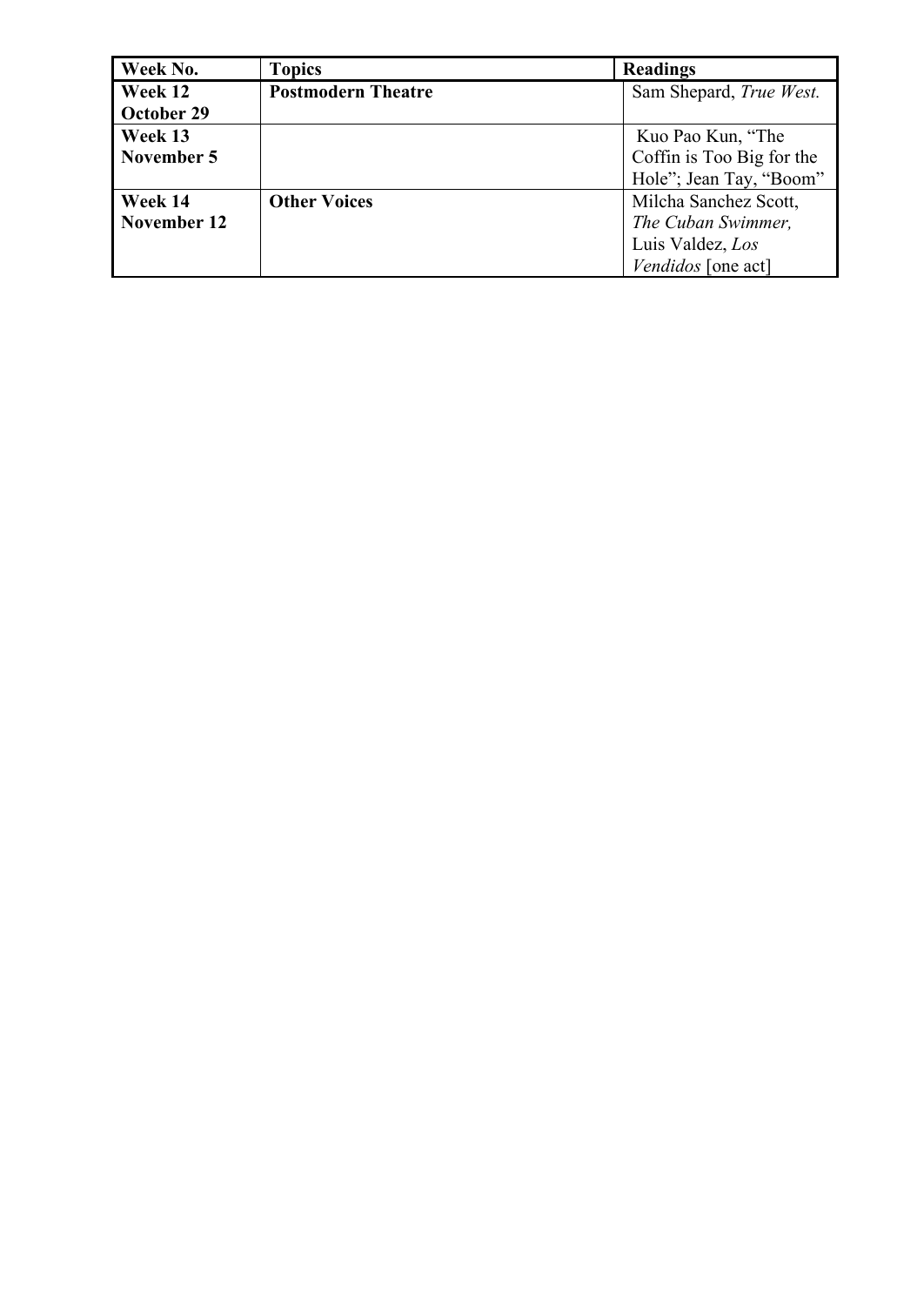| Week No. | Topics | Readings |
|---|---|---|
| **Week 12 October 29** | **Postmodern Theatre** | Sam Shepard, *True West.* |
| **Week 13 November 5** | | Kuo Pao Kun, "The Coffin is Too Big for the Hole"; Jean Tay, "Boom" |
| **Week 14 November 12** | **Other Voices** | Milcha Sanchez Scott, *The Cuban Swimmer,* Luis Valdez, *Los Vendidos* [one act] |